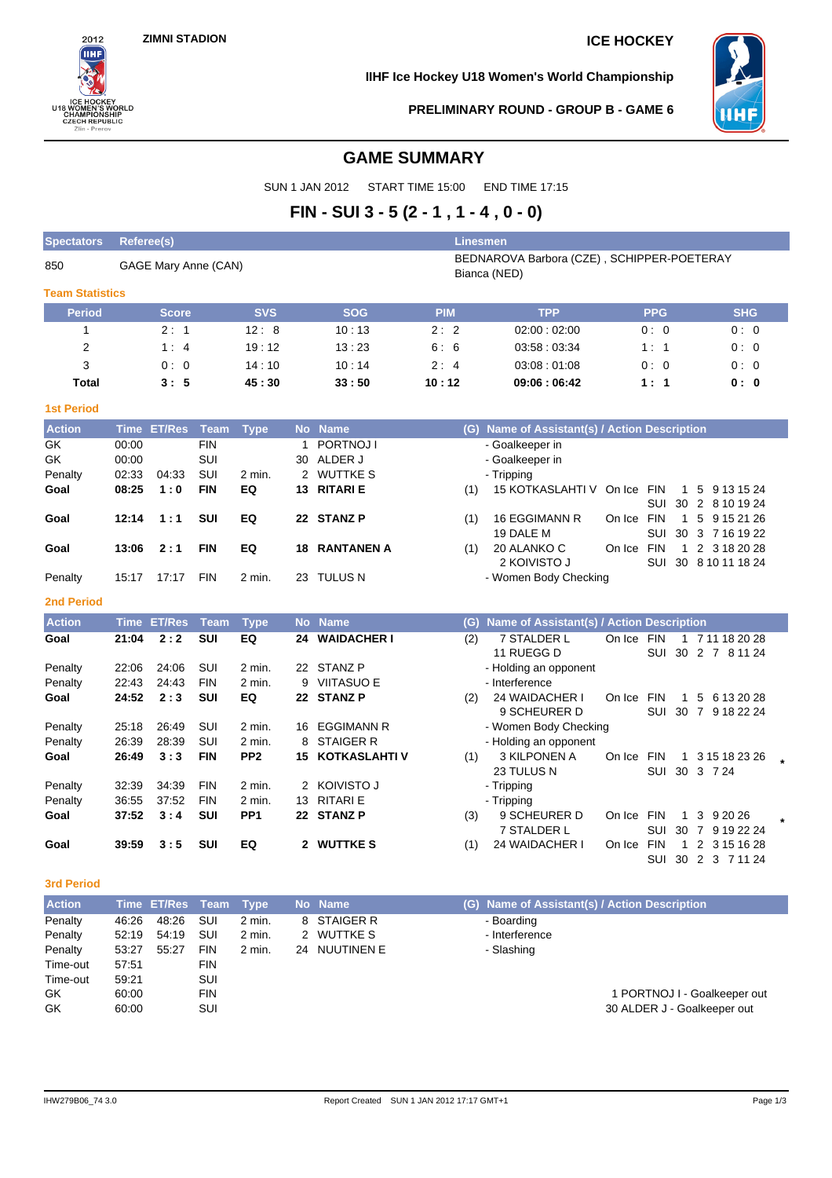ZIMNI STADION

ICE HOCKEY

IIHF Ice Hockey U18 Women's World Championship

PRELIMINARY ROUND - GROUP B - GAME 6

# GAME SUMMARY

SUN 1 JAN 2012 START TIME 15:00 END TIME 17:15

## FIN - SUI 3 - 5 (2 - 1 , 1 - 4 , 0 - 0)

| Spectators | Referee(s) | Linesmen |
|---|---|---|
| 850 | GAGE Mary Anne (CAN) | BEDNAROVA Barbora (CZE) , SCHIPPER-POETERAY Bianca (NED) |

### Team Statistics

| Period | Score | SVS | SOG | PIM | TPP | PPG | SHG |
|---|---|---|---|---|---|---|---|
| 1 | 2 : 1 | 12 : 8 | 10 : 13 | 2 : 2 | 02:00 : 02:00 | 0 : 0 | 0 : 0 |
| 2 | 1 : 4 | 19 : 12 | 13 : 23 | 6 : 6 | 03:58 : 03:34 | 1 : 1 | 0 : 0 |
| 3 | 0 : 0 | 14 : 10 | 10 : 14 | 2 : 4 | 03:08 : 01:08 | 0 : 0 | 0 : 0 |
| **Total** | **3 : 5** | **45 : 30** | **33 : 50** | **10 : 12** | **09:06 : 06:42** | **1 : 1** | **0 : 0** |

### 1st Period

| Action | Time | ET/Res | Team | Type | No | Name | (G) | Name of Assistant(s) / Action Description | | | | |
|---|---|---|---|---|---|---|---|---|---|---|---|---|
| GK | 00:00 | | FIN | | 1 | PORTNOJ I | | - Goalkeeper in | | | | |
| GK | 00:00 | | SUI | | 30 | ALDER J | | - Goalkeeper in | | | | |
| Penalty | 02:33 | 04:33 | SUI | 2 min. | 2 | WUTTKE S | | - Tripping | | | | |
| **Goal** | **08:25** | **1 : 0** | **FIN** | **EQ** | **13** | **RITARI E** | (1) | 15 KOTKASLAHTI V | On Ice | FIN | 1 | 5 9 13 15 24 |
| | | | | | | | | | | SUI | 30 | 2 8 10 19 24 |
| **Goal** | **12:14** | **1 : 1** | **SUI** | **EQ** | **22** | **STANZ P** | (1) | 16 EGGIMANN R | On Ice | FIN | 1 | 5 9 15 21 26 |
| | | | | | | | | 19 DALE M | | SUI | 30 | 3 7 16 19 22 |
| **Goal** | **13:06** | **2 : 1** | **FIN** | **EQ** | **18** | **RANTANEN A** | (1) | 20 ALANKO C | On Ice | FIN | 1 | 2 3 18 20 28 |
| | | | | | | | | 2 KOIVISTO J | | SUI | 30 | 8 10 11 18 24 |
| Penalty | 15:17 | 17:17 | FIN | 2 min. | 23 | TULUS N | | - Women Body Checking | | | | |

### 2nd Period

| Action | Time | ET/Res | Team | Type | No | Name | (G) | Name of Assistant(s) / Action Description | | | | |
|---|---|---|---|---|---|---|---|---|---|---|---|---|
| **Goal** | **21:04** | **2 : 2** | **SUI** | **EQ** | **24** | **WAIDACHER I** | (2) | 7 STALDER L | On Ice | FIN | 1 | 7 11 18 20 28 |
| | | | | | | | | 11 RUEGG D | | SUI | 30 | 2 7 8 11 24 |
| Penalty | 22:06 | 24:06 | SUI | 2 min. | 22 | STANZ P | | - Holding an opponent | | | | |
| Penalty | 22:43 | 24:43 | FIN | 2 min. | 9 | VIITASUO E | | - Interference | | | | |
| **Goal** | **24:52** | **2 : 3** | **SUI** | **EQ** | **22** | **STANZ P** | (2) | 24 WAIDACHER I | On Ice | FIN | 1 | 5 6 13 20 28 |
| | | | | | | | | 9 SCHEURER D | | SUI | 30 | 7 9 18 22 24 |
| Penalty | 25:18 | 26:49 | SUI | 2 min. | 16 | EGGIMANN R | | - Women Body Checking | | | | |
| Penalty | 26:39 | 28:39 | SUI | 2 min. | 8 | STAIGER R | | - Holding an opponent | | | | |
| **Goal** | **26:49** | **3 : 3** | **FIN** | **PP2** | **15** | **KOTKASLAHTI V** | (1) | 3 KILPONEN A | On Ice | FIN | 1 | 3 15 18 23 26 * |
| | | | | | | | | 23 TULUS N | | SUI | 30 | 3 7 24 |
| Penalty | 32:39 | 34:39 | FIN | 2 min. | 2 | KOIVISTO J | | - Tripping | | | | |
| Penalty | 36:55 | 37:52 | FIN | 2 min. | 13 | RITARI E | | - Tripping | | | | |
| **Goal** | **37:52** | **3 : 4** | **SUI** | **PP1** | **22** | **STANZ P** | (3) | 9 SCHEURER D | On Ice | FIN | 1 | 3 9 20 26 * |
| | | | | | | | | 7 STALDER L | | SUI | 30 | 7 9 19 22 24 |
| **Goal** | **39:59** | **3 : 5** | **SUI** | **EQ** | **2** | **WUTTKE S** | (1) | 24 WAIDACHER I | On Ice | FIN | 1 | 2 3 15 16 28 |
| | | | | | | | | | | SUI | 30 | 2 3 7 11 24 |

### 3rd Period

| Action | Time | ET/Res | Team | Type | No | Name | (G) | Name of Assistant(s) / Action Description |
|---|---|---|---|---|---|---|---|---|
| Penalty | 46:26 | 48:26 | SUI | 2 min. | 8 | STAIGER R | | - Boarding |
| Penalty | 52:19 | 54:19 | SUI | 2 min. | 2 | WUTTKE S | | - Interference |
| Penalty | 53:27 | 55:27 | FIN | 2 min. | 24 | NUUTINEN E | | - Slashing |
| Time-out | 57:51 | | FIN | | | | | |
| Time-out | 59:21 | | SUI | | | | | |
| GK | 60:00 | | FIN | | | | | 1 PORTNOJ I - Goalkeeper out |
| GK | 60:00 | | SUI | | | | | 30 ALDER J - Goalkeeper out |

IHW279B06_74 3.0 Report Created SUN 1 JAN 2012 17:17 GMT+1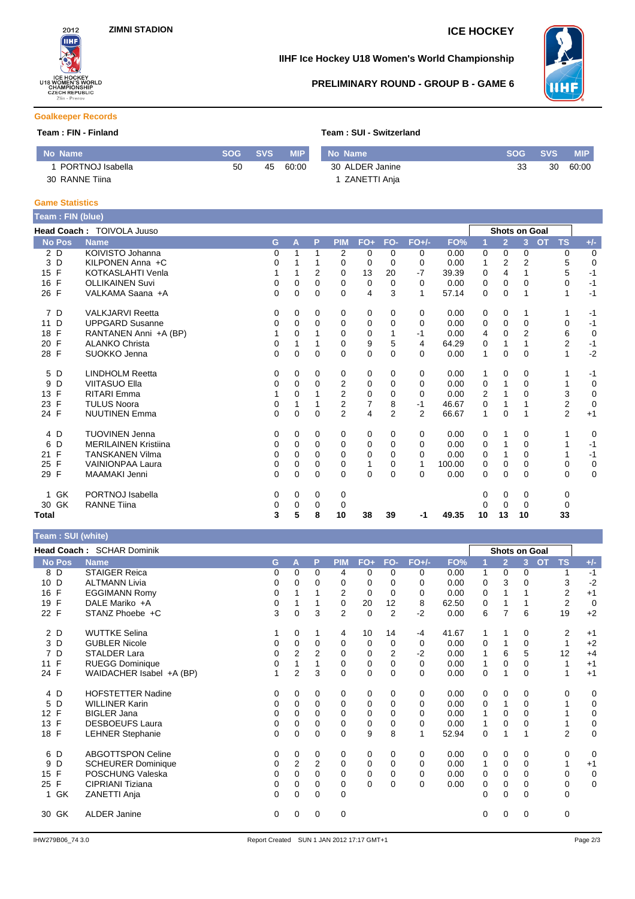ZIMNI STADION

ICE HOCKEY

## IIHF Ice Hockey U18 Women's World Championship

### PRELIMINARY ROUND - GROUP B - GAME 6

### Goalkeeper Records

**Team : FIN - Finland**

| No | Name | SOG | SVS | MIP |
|---|---|---|---|---|
| 1 | PORTNOJ Isabella | 50 | 45 | 60:00 |
| 30 | RANNE Tiina | | | |

**Team : SUI - Switzerland**

| No | Name | SOG | SVS | MIP |
|---|---|---|---|---|
| 30 | ALDER Janine | 33 | 30 | 60:00 |
| 1 | ZANETTI Anja | | | |

### Game Statistics

**Team : FIN (blue)**

**Head Coach :** TOIVOLA Juuso

| No | Pos | Name | G | A | P | PIM | FO+ | FO- | FO+/- | FO% | 1 | 2 | 3 | OT | TS | +/- |
|---|---|---|---|---|---|---|---|---|---|---|---|---|---|---|---|---|
| 2 | D | KOIVISTO Johanna | 0 | 1 | 1 | 2 | 0 | 0 | 0 | 0.00 | 0 | 0 | 0 | | 0 | 0 |
| 3 | D | KILPONEN Anna +C | 0 | 1 | 1 | 0 | 0 | 0 | 0 | 0.00 | 1 | 2 | 2 | | 5 | 0 |
| 15 | F | KOTKASLAHTI Venla | 1 | 1 | 2 | 0 | 13 | 20 | -7 | 39.39 | 0 | 4 | 1 | | 5 | -1 |
| 16 | F | OLLIKAINEN Suvi | 0 | 0 | 0 | 0 | 0 | 0 | 0 | 0.00 | 0 | 0 | 0 | | 0 | -1 |
| 26 | F | VALKAMA Saana +A | 0 | 0 | 0 | 0 | 4 | 3 | 1 | 57.14 | 0 | 0 | 1 | | 1 | -1 |
| 7 | D | VALKJARVI Reetta | 0 | 0 | 0 | 0 | 0 | 0 | 0 | 0.00 | 0 | 0 | 1 | | 1 | -1 |
| 11 | D | UPPGARD Susanne | 0 | 0 | 0 | 0 | 0 | 0 | 0 | 0.00 | 0 | 0 | 0 | | 0 | -1 |
| 18 | F | RANTANEN Anni +A (BP) | 1 | 0 | 1 | 0 | 0 | 1 | -1 | 0.00 | 4 | 0 | 2 | | 6 | 0 |
| 20 | F | ALANKO Christa | 0 | 1 | 1 | 0 | 9 | 5 | 4 | 64.29 | 0 | 1 | 1 | | 2 | -1 |
| 28 | F | SUOKKO Jenna | 0 | 0 | 0 | 0 | 0 | 0 | 0 | 0.00 | 1 | 0 | 0 | | 1 | -2 |
| 5 | D | LINDHOLM Reetta | 0 | 0 | 0 | 0 | 0 | 0 | 0 | 0.00 | 1 | 0 | 0 | | 1 | -1 |
| 9 | D | VIITASUO Ella | 0 | 0 | 0 | 2 | 0 | 0 | 0 | 0.00 | 0 | 1 | 0 | | 1 | 0 |
| 13 | F | RITARI Emma | 1 | 0 | 1 | 2 | 0 | 0 | 0 | 0.00 | 2 | 1 | 0 | | 3 | 0 |
| 23 | F | TULUS Noora | 0 | 1 | 1 | 2 | 7 | 8 | -1 | 46.67 | 0 | 1 | 1 | | 2 | 0 |
| 24 | F | NUUTINEN Emma | 0 | 0 | 0 | 2 | 4 | 2 | 2 | 66.67 | 1 | 0 | 1 | | 2 | +1 |
| 4 | D | TUOVINEN Jenna | 0 | 0 | 0 | 0 | 0 | 0 | 0 | 0.00 | 0 | 1 | 0 | | 1 | 0 |
| 6 | D | MERILAINEN Kristiina | 0 | 0 | 0 | 0 | 0 | 0 | 0 | 0.00 | 0 | 1 | 0 | | 1 | -1 |
| 21 | F | TANSKANEN Vilma | 0 | 0 | 0 | 0 | 0 | 0 | 0 | 0.00 | 0 | 1 | 0 | | 1 | -1 |
| 25 | F | VAINIONPAA Laura | 0 | 0 | 0 | 0 | 1 | 0 | 1 | 100.00 | 0 | 0 | 0 | | 0 | 0 |
| 29 | F | MAAMAKI Jenni | 0 | 0 | 0 | 0 | 0 | 0 | 0 | 0.00 | 0 | 0 | 0 | | 0 | 0 |
| 1 | GK | PORTNOJ Isabella | 0 | 0 | 0 | 0 | | | | | 0 | 0 | 0 | | 0 | |
| 30 | GK | RANNE Tiina | 0 | 0 | 0 | 0 | | | | | 0 | 0 | 0 | | 0 | |
| **Total** | | | **3** | **5** | **8** | **10** | **38** | **39** | **-1** | **49.35** | **10** | **13** | **10** | | **33** | |

**Team : SUI (white)**

**Head Coach :** SCHAR Dominik

| No | Pos | Name | G | A | P | PIM | FO+ | FO- | FO+/- | FO% | 1 | 2 | 3 | OT | TS | +/- |
|---|---|---|---|---|---|---|---|---|---|---|---|---|---|---|---|---|
| 8 | D | STAIGER Reica | 0 | 0 | 0 | 4 | 0 | 0 | 0 | 0.00 | 1 | 0 | 0 | | 1 | -1 |
| 10 | D | ALTMANN Livia | 0 | 0 | 0 | 0 | 0 | 0 | 0 | 0.00 | 0 | 3 | 0 | | 3 | -2 |
| 16 | F | EGGIMANN Romy | 0 | 1 | 1 | 2 | 0 | 0 | 0 | 0.00 | 0 | 1 | 1 | | 2 | +1 |
| 19 | F | DALE Mariko +A | 0 | 1 | 1 | 0 | 20 | 12 | 8 | 62.50 | 0 | 1 | 1 | | 2 | 0 |
| 22 | F | STANZ Phoebe +C | 3 | 0 | 3 | 2 | 0 | 2 | -2 | 0.00 | 6 | 7 | 6 | | 19 | +2 |
| 2 | D | WUTTKE Selina | 1 | 0 | 1 | 4 | 10 | 14 | -4 | 41.67 | 1 | 1 | 0 | | 2 | +1 |
| 3 | D | GUBLER Nicole | 0 | 0 | 0 | 0 | 0 | 0 | 0 | 0.00 | 0 | 1 | 0 | | 1 | +2 |
| 7 | D | STALDER Lara | 0 | 2 | 2 | 0 | 0 | 2 | -2 | 0.00 | 1 | 6 | 5 | | 12 | +4 |
| 11 | F | RUEGG Dominique | 0 | 1 | 1 | 0 | 0 | 0 | 0 | 0.00 | 1 | 0 | 0 | | 1 | +1 |
| 24 | F | WAIDACHER Isabel +A (BP) | 1 | 2 | 3 | 0 | 0 | 0 | 0 | 0.00 | 0 | 1 | 0 | | 1 | +1 |
| 4 | D | HOFSTETTER Nadine | 0 | 0 | 0 | 0 | 0 | 0 | 0 | 0.00 | 0 | 0 | 0 | | 0 | 0 |
| 5 | D | WILLINER Karin | 0 | 0 | 0 | 0 | 0 | 0 | 0 | 0.00 | 0 | 1 | 0 | | 1 | 0 |
| 12 | F | BIGLER Jana | 0 | 0 | 0 | 0 | 0 | 0 | 0 | 0.00 | 1 | 0 | 0 | | 1 | 0 |
| 13 | F | DESBOEUFS Laura | 0 | 0 | 0 | 0 | 0 | 0 | 0 | 0.00 | 1 | 0 | 0 | | 1 | 0 |
| 18 | F | LEHNER Stephanie | 0 | 0 | 0 | 0 | 9 | 8 | 1 | 52.94 | 0 | 1 | 1 | | 2 | 0 |
| 6 | D | ABGOTTSPON Celine | 0 | 0 | 0 | 0 | 0 | 0 | 0 | 0.00 | 0 | 0 | 0 | | 0 | 0 |
| 9 | D | SCHEURER Dominique | 0 | 2 | 2 | 0 | 0 | 0 | 0 | 0.00 | 1 | 0 | 0 | | 1 | +1 |
| 15 | F | POSCHUNG Valeska | 0 | 0 | 0 | 0 | 0 | 0 | 0 | 0.00 | 0 | 0 | 0 | | 0 | 0 |
| 25 | F | CIPRIANI Tiziana | 0 | 0 | 0 | 0 | 0 | 0 | 0 | 0.00 | 0 | 0 | 0 | | 0 | 0 |
| 1 | GK | ZANETTI Anja | 0 | 0 | 0 | 0 | | | | | 0 | 0 | 0 | | 0 | |
| 30 | GK | ALDER Janine | 0 | 0 | 0 | 0 | | | | | 0 | 0 | 0 | | 0 | |

IHW279B06_74 3.0 Report Created SUN 1 JAN 2012 17:17 GMT+1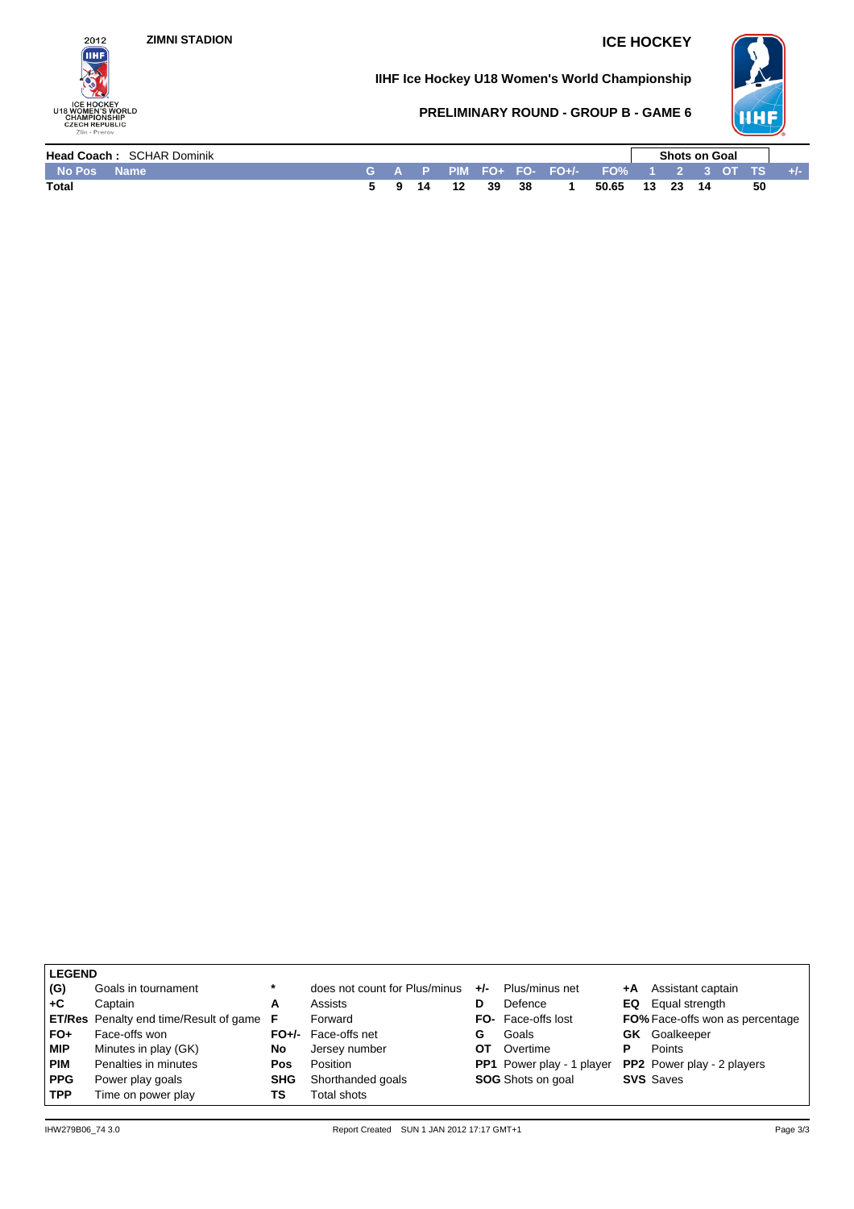**ZIMNI STADION**

**ICE HOCKEY**

**IIHF Ice Hockey U18 Women's World Championship**

**PRELIMINARY ROUND - GROUP B - GAME 6**

**Head Coach :** SCHAR Dominik

| No Pos | Name | G | A | P | PIM | FO+ | FO- | FO+/- | FO% | Shots on Goal 1 | 2 | 3 | OT | TS | +/- |
|---|---|---|---|---|---|---|---|---|---|---|---|---|---|---|---|
| **Total** | | 5 | 9 | 14 | 12 | 39 | 38 | 1 | 50.65 | 13 | 23 | 14 | | 50 | |

| LEGEND | | | | | | | |
|---|---|---|---|---|---|---|---|
| **(G)** | Goals in tournament | ***** | does not count for Plus/minus | **+/-** | Plus/minus net | **+A** | Assistant captain |
| **+C** | Captain | **A** | Assists | **D** | Defence | **EQ** | Equal strength |
| **ET/Res** | Penalty end time/Result of game | **F** | Forward | **FO-** | Face-offs lost | **FO%** | Face-offs won as percentage |
| **FO+** | Face-offs won | **FO+/-** | Face-offs net | **G** | Goals | **GK** | Goalkeeper |
| **MIP** | Minutes in play (GK) | **No** | Jersey number | **OT** | Overtime | **P** | Points |
| **PIM** | Penalties in minutes | **Pos** | Position | **PP1** | Power play - 1 player | **PP2** | Power play - 2 players |
| **PPG** | Power play goals | **SHG** | Shorthanded goals | **SOG** | Shots on goal | **SVS** | Saves |
| **TPP** | Time on power play | **TS** | Total shots | | | | |

IHW279B06_74 3.0 Report Created SUN 1 JAN 2012 17:17 GMT+1